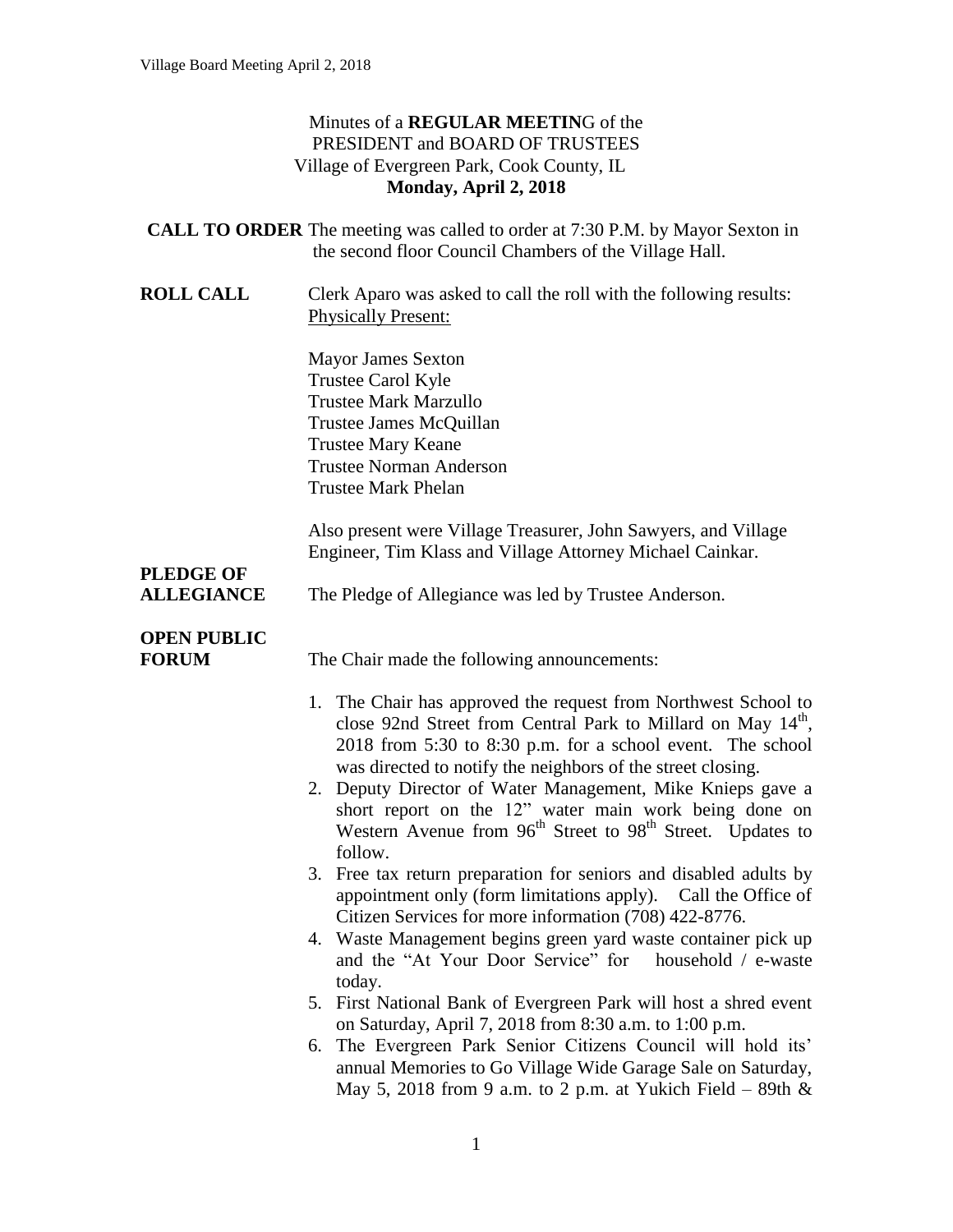Minutes of a **REGULAR MEETIN**G of the
PRESIDENT and BOARD OF TRUSTEES
Village of Evergreen Park, Cook County, IL
**Monday, April 2, 2018**

**CALL TO ORDER** The meeting was called to order at 7:30 P.M. by Mayor Sexton in the second floor Council Chambers of the Village Hall.

**ROLL CALL** Clerk Aparo was asked to call the roll with the following results:
Physically Present:

Mayor James Sexton
Trustee Carol Kyle
Trustee Mark Marzullo
Trustee James McQuillan
Trustee Mary Keane
Trustee Norman Anderson
Trustee Mark Phelan

Also present were Village Treasurer, John Sawyers, and Village Engineer, Tim Klass and Village Attorney Michael Cainkar.

**PLEDGE OF ALLEGIANCE** The Pledge of Allegiance was led by Trustee Anderson.

**OPEN PUBLIC FORUM** The Chair made the following announcements:

1. The Chair has approved the request from Northwest School to close 92nd Street from Central Park to Millard on May 14th, 2018 from 5:30 to 8:30 p.m. for a school event. The school was directed to notify the neighbors of the street closing.
2. Deputy Director of Water Management, Mike Knieps gave a short report on the 12" water main work being done on Western Avenue from 96th Street to 98th Street. Updates to follow.
3. Free tax return preparation for seniors and disabled adults by appointment only (form limitations apply). Call the Office of Citizen Services for more information (708) 422-8776.
4. Waste Management begins green yard waste container pick up and the "At Your Door Service" for household / e-waste today.
5. First National Bank of Evergreen Park will host a shred event on Saturday, April 7, 2018 from 8:30 a.m. to 1:00 p.m.
6. The Evergreen Park Senior Citizens Council will hold its' annual Memories to Go Village Wide Garage Sale on Saturday, May 5, 2018 from 9 a.m. to 2 p.m. at Yukich Field – 89th &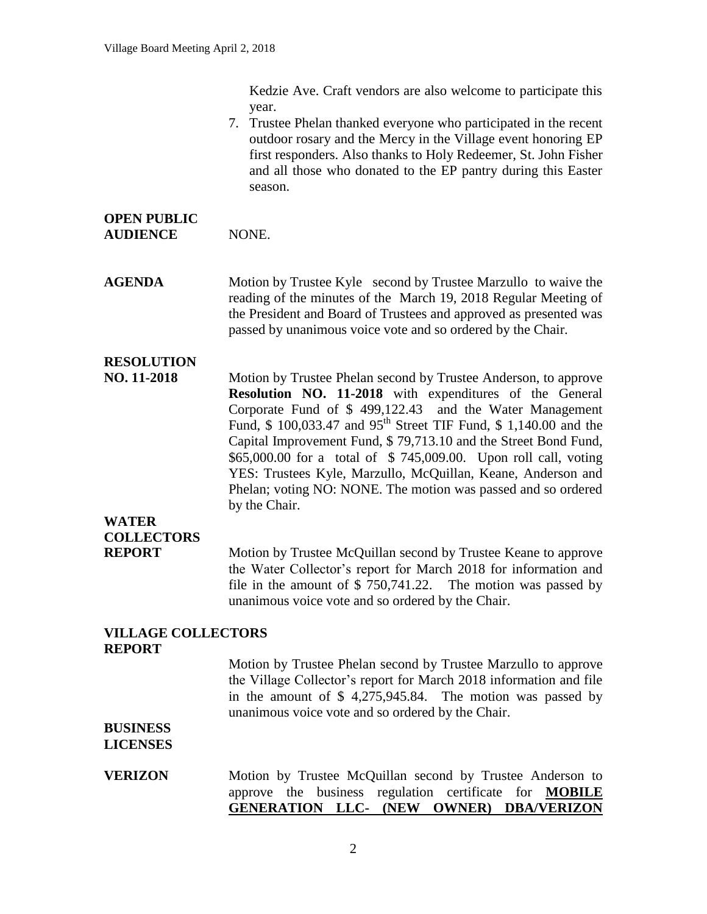Kedzie Ave. Craft vendors are also welcome to participate this year.

7. Trustee Phelan thanked everyone who participated in the recent outdoor rosary and the Mercy in the Village event honoring EP first responders. Also thanks to Holy Redeemer, St. John Fisher and all those who donated to the EP pantry during this Easter season.

**OPEN PUBLIC AUDIENCE** NONE.

**AGENDA** Motion by Trustee Kyle second by Trustee Marzullo to waive the reading of the minutes of the March 19, 2018 Regular Meeting of the President and Board of Trustees and approved as presented was passed by unanimous voice vote and so ordered by the Chair.

**RESOLUTION NO. 11-2018** Motion by Trustee Phelan second by Trustee Anderson, to approve **Resolution NO. 11-2018** with expenditures of the General Corporate Fund of $ 499,122.43 and the Water Management Fund, $ 100,033.47 and 95th Street TIF Fund, $ 1,140.00 and the Capital Improvement Fund, $ 79,713.10 and the Street Bond Fund, $65,000.00 for a total of $ 745,009.00. Upon roll call, voting YES: Trustees Kyle, Marzullo, McQuillan, Keane, Anderson and Phelan; voting NO: NONE. The motion was passed and so ordered by the Chair.

**WATER COLLECTORS REPORT** Motion by Trustee McQuillan second by Trustee Keane to approve the Water Collector's report for March 2018 for information and file in the amount of $ 750,741.22. The motion was passed by unanimous voice vote and so ordered by the Chair.

**VILLAGE COLLECTORS REPORT**

Motion by Trustee Phelan second by Trustee Marzullo to approve the Village Collector's report for March 2018 information and file in the amount of $ 4,275,945.84. The motion was passed by unanimous voice vote and so ordered by the Chair.

**BUSINESS LICENSES**

**VERIZON** Motion by Trustee McQuillan second by Trustee Anderson to approve the business regulation certificate for **MOBILE GENERATION LLC- (NEW OWNER) DBA/VERIZON**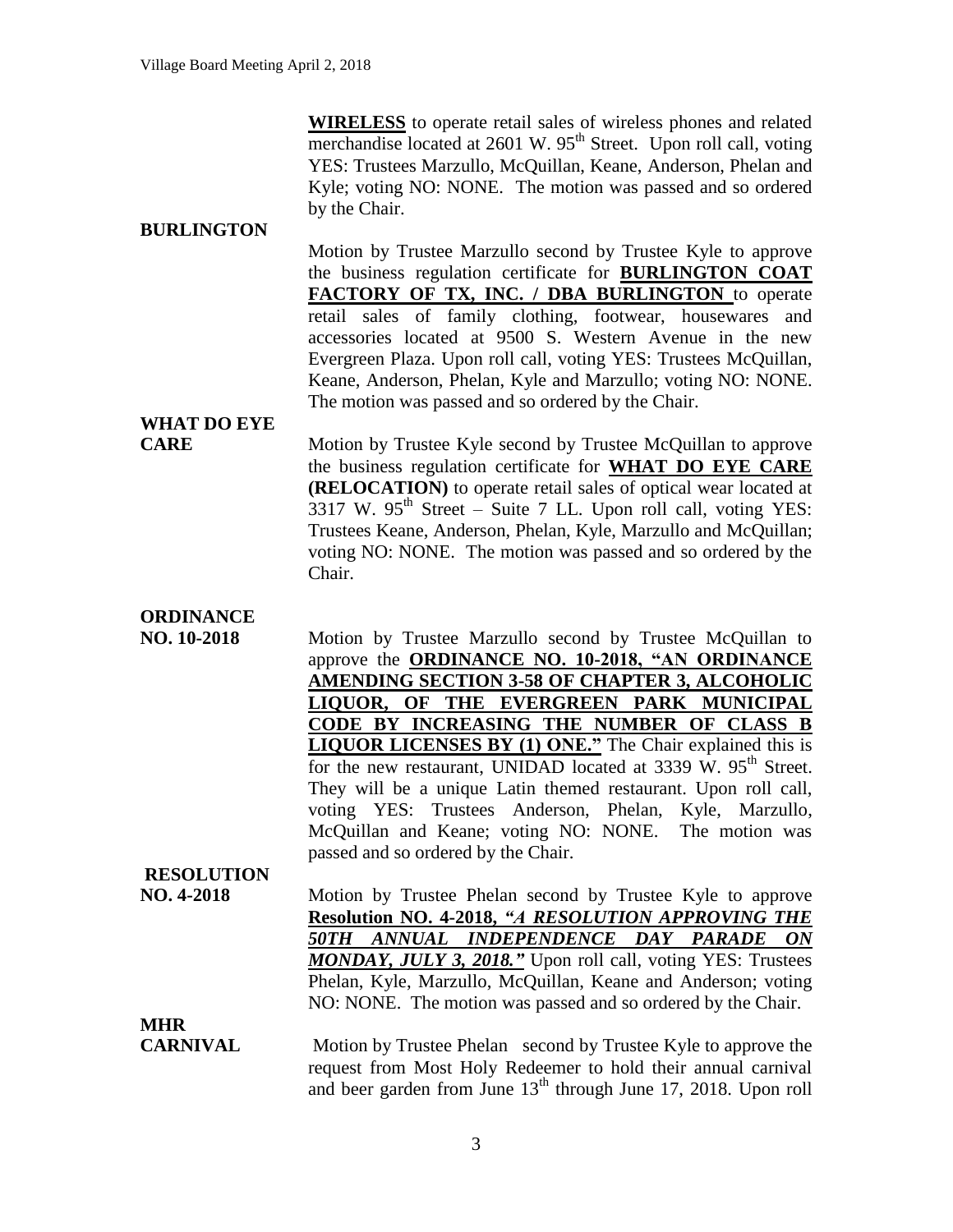**WIRELESS** to operate retail sales of wireless phones and related merchandise located at 2601 W. 95th Street. Upon roll call, voting YES: Trustees Marzullo, McQuillan, Keane, Anderson, Phelan and Kyle; voting NO: NONE. The motion was passed and so ordered by the Chair.

**BURLINGTON**

Motion by Trustee Marzullo second by Trustee Kyle to approve the business regulation certificate for **BURLINGTON COAT FACTORY OF TX, INC. / DBA BURLINGTON** to operate retail sales of family clothing, footwear, housewares and accessories located at 9500 S. Western Avenue in the new Evergreen Plaza. Upon roll call, voting YES: Trustees McQuillan, Keane, Anderson, Phelan, Kyle and Marzullo; voting NO: NONE. The motion was passed and so ordered by the Chair.

**WHAT DO EYE CARE**

Motion by Trustee Kyle second by Trustee McQuillan to approve the business regulation certificate for **WHAT DO EYE CARE (RELOCATION)** to operate retail sales of optical wear located at 3317 W. 95th Street – Suite 7 LL. Upon roll call, voting YES: Trustees Keane, Anderson, Phelan, Kyle, Marzullo and McQuillan; voting NO: NONE. The motion was passed and so ordered by the Chair.

**ORDINANCE NO. 10-2018**

Motion by Trustee Marzullo second by Trustee McQuillan to approve the **ORDINANCE NO. 10-2018, "AN ORDINANCE AMENDING SECTION 3-58 OF CHAPTER 3, ALCOHOLIC LIQUOR, OF THE EVERGREEN PARK MUNICIPAL CODE BY INCREASING THE NUMBER OF CLASS B LIQUOR LICENSES BY (1) ONE."** The Chair explained this is for the new restaurant, UNIDAD located at 3339 W. 95th Street. They will be a unique Latin themed restaurant. Upon roll call, voting YES: Trustees Anderson, Phelan, Kyle, Marzullo, McQuillan and Keane; voting NO: NONE. The motion was passed and so ordered by the Chair.

**RESOLUTION NO. 4-2018**

Motion by Trustee Phelan second by Trustee Kyle to approve **Resolution NO. 4-2018, *"A RESOLUTION APPROVING THE 50TH ANNUAL INDEPENDENCE DAY PARADE ON MONDAY, JULY 3, 2018."*** Upon roll call, voting YES: Trustees Phelan, Kyle, Marzullo, McQuillan, Keane and Anderson; voting NO: NONE. The motion was passed and so ordered by the Chair.

**MHR CARNIVAL**

Motion by Trustee Phelan second by Trustee Kyle to approve the request from Most Holy Redeemer to hold their annual carnival and beer garden from June 13th through June 17, 2018. Upon roll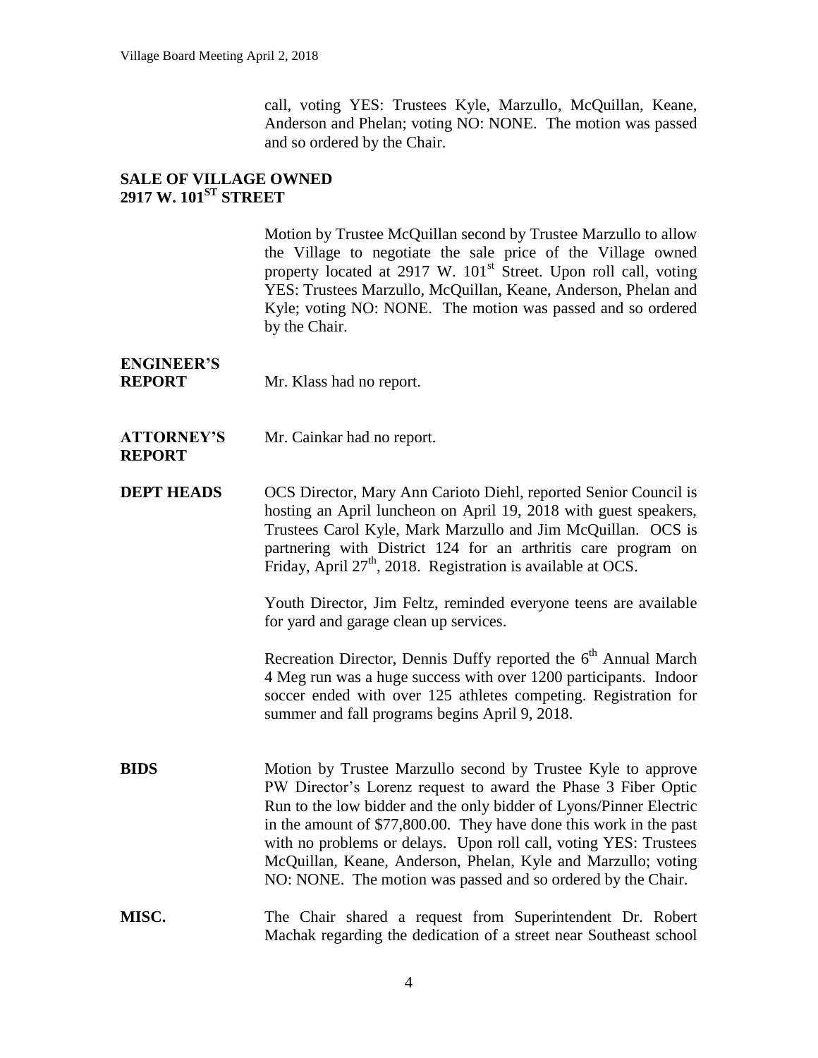call, voting YES: Trustees Kyle, Marzullo, McQuillan, Keane, Anderson and Phelan; voting NO: NONE. The motion was passed and so ordered by the Chair.

**SALE OF VILLAGE OWNED 2917 W. 101ST STREET**

Motion by Trustee McQuillan second by Trustee Marzullo to allow the Village to negotiate the sale price of the Village owned property located at 2917 W. 101st Street. Upon roll call, voting YES: Trustees Marzullo, McQuillan, Keane, Anderson, Phelan and Kyle; voting NO: NONE. The motion was passed and so ordered by the Chair.

**ENGINEER'S REPORT** Mr. Klass had no report.

**ATTORNEY'S REPORT** Mr. Cainkar had no report.

**DEPT HEADS** OCS Director, Mary Ann Carioto Diehl, reported Senior Council is hosting an April luncheon on April 19, 2018 with guest speakers, Trustees Carol Kyle, Mark Marzullo and Jim McQuillan. OCS is partnering with District 124 for an arthritis care program on Friday, April 27th, 2018. Registration is available at OCS.

Youth Director, Jim Feltz, reminded everyone teens are available for yard and garage clean up services.

Recreation Director, Dennis Duffy reported the 6th Annual March 4 Meg run was a huge success with over 1200 participants. Indoor soccer ended with over 125 athletes competing. Registration for summer and fall programs begins April 9, 2018.

**BIDS** Motion by Trustee Marzullo second by Trustee Kyle to approve PW Director's Lorenz request to award the Phase 3 Fiber Optic Run to the low bidder and the only bidder of Lyons/Pinner Electric in the amount of $77,800.00. They have done this work in the past with no problems or delays. Upon roll call, voting YES: Trustees McQuillan, Keane, Anderson, Phelan, Kyle and Marzullo; voting NO: NONE. The motion was passed and so ordered by the Chair.

**MISC.** The Chair shared a request from Superintendent Dr. Robert Machak regarding the dedication of a street near Southeast school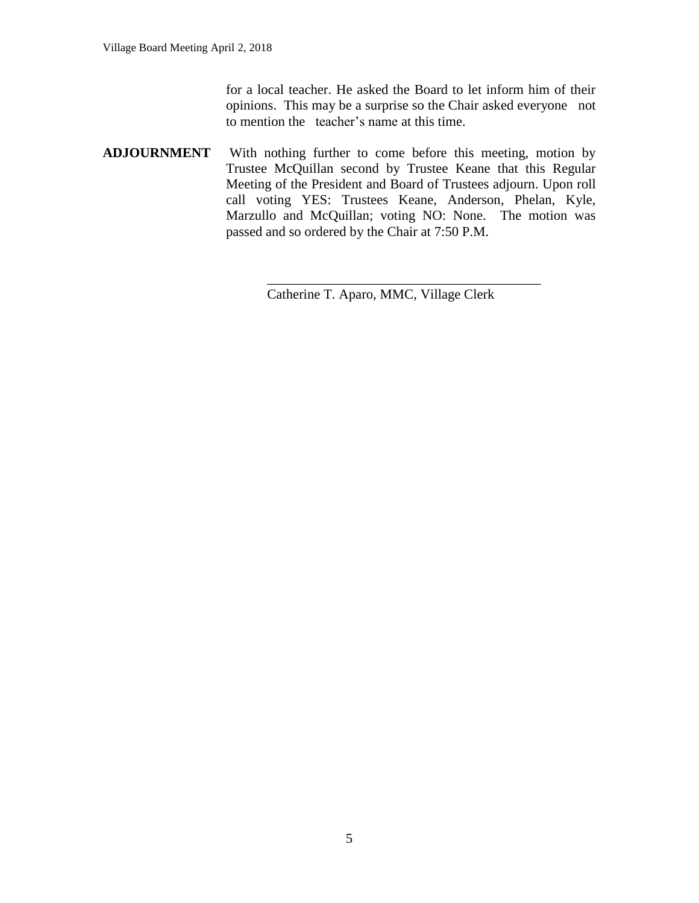for a local teacher. He asked the Board to let inform him of their opinions. This may be a surprise so the Chair asked everyone not to mention the teacher's name at this time.

**ADJOURNMENT** With nothing further to come before this meeting, motion by Trustee McQuillan second by Trustee Keane that this Regular Meeting of the President and Board of Trustees adjourn. Upon roll call voting YES: Trustees Keane, Anderson, Phelan, Kyle, Marzullo and McQuillan; voting NO: None. The motion was passed and so ordered by the Chair at 7:50 P.M.

\_\_\_\_\_\_\_\_\_\_\_\_\_\_\_\_\_\_\_\_\_\_\_\_\_\_\_\_\_\_\_\_\_\_\_\_\_\_\_\_

Catherine T. Aparo, MMC, Village Clerk